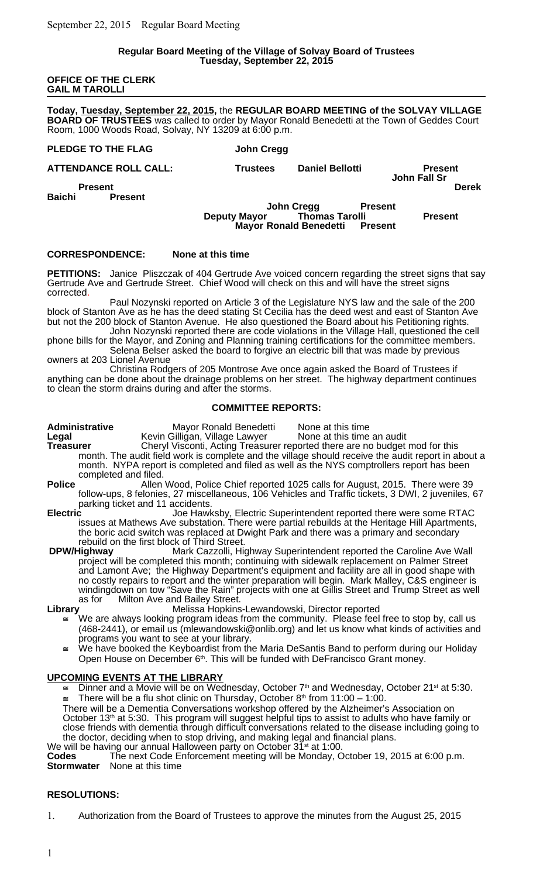**Regular Board Meeting of the Village of Solvay Board of Trustees**
**Tuesday, September 22, 2015**

**OFFICE OF THE CLERK**
**GAIL M TAROLLI**

---

**Today, Tuesday, September 22, 2015,** the **REGULAR BOARD MEETING of the SOLVAY VILLAGE BOARD OF TRUSTEES** was called to order by Mayor Ronald Benedetti at the Town of Geddes Court Room, 1000 Woods Road, Solvay, NY 13209 at 6:00 p.m.

**PLEDGE TO THE FLAG** **John Cregg**

**ATTENDANCE ROLL CALL:** **Trustees** **Daniel Bellotti** **Present**
**John Fall Sr** **Present**
**Derek Baichi** **Present**
**John Cregg** **Present**
**Deputy Mayor** **Thomas Tarolli** **Present**
**Mayor Ronald Benedetti** **Present**

**CORRESPONDENCE:** **None at this time**

**PETITIONS:** Janice Pliszczak of 404 Gertrude Ave voiced concern regarding the street signs that say Gertrude Ave and Gertrude Street. Chief Wood will check on this and will have the street signs corrected.

Paul Nozynski reported on Article 3 of the Legislature NYS law and the sale of the 200 block of Stanton Ave as he has the deed stating St Cecilia has the deed west and east of Stanton Ave but not the 200 block of Stanton Avenue. He also questioned the Board about his Petitioning rights.

John Nozynski reported there are code violations in the Village Hall, questioned the cell phone bills for the Mayor, and Zoning and Planning training certifications for the committee members.

Selena Belser asked the board to forgive an electric bill that was made by previous owners at 203 Lionel Avenue

Christina Rodgers of 205 Montrose Ave once again asked the Board of Trustees if anything can be done about the drainage problems on her street. The highway department continues to clean the storm drains during and after the storms.

**COMMITTEE REPORTS:**

**Administrative** Mayor Ronald Benedetti None at this time

**Legal** Kevin Gilligan, Village Lawyer None at this time an audit

**Treasurer** Cheryl Visconti, Acting Treasurer reported there are no budget mod for this month. The audit field work is complete and the village should receive the audit report in about a month. NYPA report is completed and filed as well as the NYS comptrollers report has been completed and filed.

**Police** Allen Wood, Police Chief reported 1025 calls for August, 2015. There were 39 follow-ups, 8 felonies, 27 miscellaneous, 106 Vehicles and Traffic tickets, 3 DWI, 2 juveniles, 67 parking ticket and 11 accidents.

**Electric** Joe Hawksby, Electric Superintendent reported there were some RTAC issues at Mathews Ave substation. There were partial rebuilds at the Heritage Hill Apartments, the boric acid switch was replaced at Dwight Park and there was a primary and secondary rebuild on the first block of Third Street.

**DPW/Highway** Mark Cazzolli, Highway Superintendent reported the Caroline Ave Wall project will be completed this month; continuing with sidewalk replacement on Palmer Street and Lamont Ave; the Highway Department's equipment and facility are all in good shape with no costly repairs to report and the winter preparation will begin. Mark Malley, C&S engineer is windingdown on tow "Save the Rain" projects with one at Gillis Street and Trump Street as well as for Milton Ave and Bailey Street.

**Library** Melissa Hopkins-Lewandowski, Director reported

- We are always looking program ideas from the community. Please feel free to stop by, call us (468-2441), or email us (mlewandowski@onlib.org) and let us know what kinds of activities and programs you want to see at your library.
- We have booked the Keyboardist from the Maria DeSantis Band to perform during our Holiday Open House on December 6th. This will be funded with DeFrancisco Grant money.

**UPCOMING EVENTS AT THE LIBRARY**

- Dinner and a Movie will be on Wednesday, October 7th and Wednesday, October 21st at 5:30.
- There will be a flu shot clinic on Thursday, October 8th from 11:00 – 1:00.

There will be a Dementia Conversations workshop offered by the Alzheimer's Association on October 13th at 5:30. This program will suggest helpful tips to assist to adults who have family or close friends with dementia through difficult conversations related to the disease including going to the doctor, deciding when to stop driving, and making legal and financial plans.

We will be having our annual Halloween party on October 31st at 1:00.

**Codes** The next Code Enforcement meeting will be Monday, October 19, 2015 at 6:00 p.m.

**Stormwater** None at this time

**RESOLUTIONS:**

1. Authorization from the Board of Trustees to approve the minutes from the August 25, 2015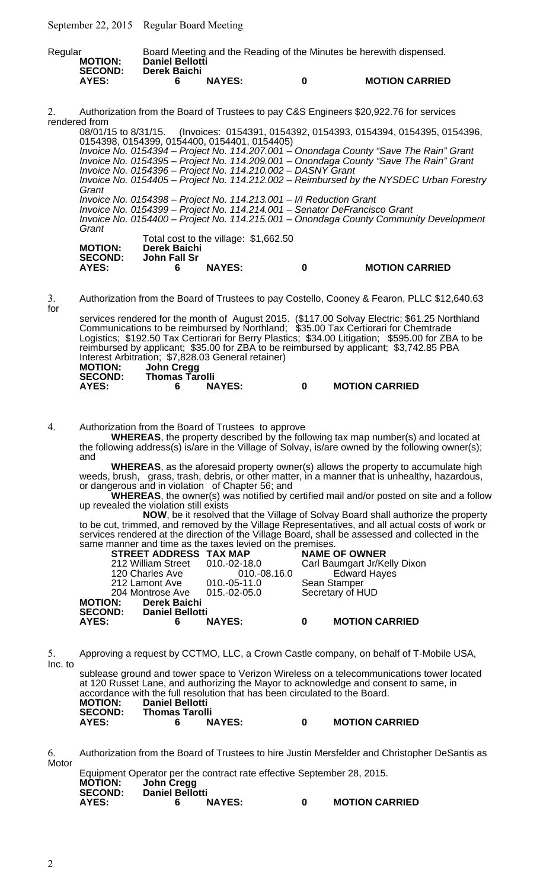Regular Board Meeting and the Reading of the Minutes be herewith dispensed.

| | | | | |
|---|---|---|---|---|
| **MOTION:** | **Daniel Bellotti** | | | |
| **SECOND:** | **Derek Baichi** | | | |
| **AYES:** | **6** | **NAYES:** | **0** | **MOTION CARRIED** |

2. Authorization from the Board of Trustees to pay C&S Engineers $20,922.76 for services rendered from 08/01/15 to 8/31/15. (Invoices: 0154391, 0154392, 0154393, 0154394, 0154395, 0154396, 0154398, 0154399, 0154400, 0154401, 0154405)

*Invoice No. 0154394 – Project No. 114.207.001 – Onondaga County "Save The Rain" Grant*
*Invoice No. 0154395 – Project No. 114.209.001 – Onondaga County "Save The Rain" Grant*
*Invoice No. 0154396 – Project No. 114.210.002 – DASNY Grant*
*Invoice No. 0154405 – Project No. 114.212.002 – Reimbursed by the NYSDEC Urban Forestry Grant*
*Invoice No. 0154398 – Project No. 114.213.001 – I/I Reduction Grant*
*Invoice No. 0154399 – Project No. 114.214.001 – Senator DeFrancisco Grant*
*Invoice No. 0154400 – Project No. 114.215.001 – Onondaga County Community Development Grant*

Total cost to the village: $1,662.50

| | | | | |
|---|---|---|---|---|
| **MOTION:** | **Derek Baichi** | | | |
| **SECOND:** | **John Fall Sr** | | | |
| **AYES:** | **6** | **NAYES:** | **0** | **MOTION CARRIED** |

3. Authorization from the Board of Trustees to pay Costello, Cooney & Fearon, PLLC $12,640.63 for services rendered for the month of August 2015. ($117.00 Solvay Electric; $61.25 Northland Communications to be reimbursed by Northland; $35.00 Tax Certiorari for Chemtrade Logistics; $192.50 Tax Certiorari for Berry Plastics; $34.00 Litigation; $595.00 for ZBA to be reimbursed by applicant; $35.00 for ZBA to be reimbursed by applicant; $3,742.85 PBA Interest Arbitration; $7,828.03 General retainer)

| | | | | |
|---|---|---|---|---|
| **MOTION:** | **John Cregg** | | | |
| **SECOND:** | **Thomas Tarolli** | | | |
| **AYES:** | **6** | **NAYES:** | **0** | **MOTION CARRIED** |

4. Authorization from the Board of Trustees to approve

**WHEREAS**, the property described by the following tax map number(s) and located at the following address(s) is/are in the Village of Solvay, is/are owned by the following owner(s); and

**WHEREAS**, as the aforesaid property owner(s) allows the property to accumulate high weeds, brush, grass, trash, debris, or other matter, in a manner that is unhealthy, hazardous, or dangerous and in violation of Chapter 56; and

**WHEREAS**, the owner(s) was notified by certified mail and/or posted on site and a follow up revealed the violation still exists

**NOW**, be it resolved that the Village of Solvay Board shall authorize the property to be cut, trimmed, and removed by the Village Representatives, and all actual costs of work or services rendered at the direction of the Village Board, shall be assessed and collected in the same manner and time as the taxes levied on the premises.

| **STREET ADDRESS** | **TAX MAP** | **NAME OF OWNER** |
|---|---|---|
| 212 William Street | 010.-02-18.0 | Carl Baumgart Jr/Kelly Dixon |
| 120 Charles Ave | 010.-08.16.0 | Edward Hayes |
| 212 Lamont Ave | 010.-05-11.0 | Sean Stamper |
| 204 Montrose Ave | 015.-02-05.0 | Secretary of HUD |

| | | | | |
|---|---|---|---|---|
| **MOTION:** | **Derek Baichi** | | | |
| **SECOND:** | **Daniel Bellotti** | | | |
| **AYES:** | **6** | **NAYES:** | **0** | **MOTION CARRIED** |

5. Approving a request by CCTMO, LLC, a Crown Castle company, on behalf of T-Mobile USA, Inc. to sublease ground and tower space to Verizon Wireless on a telecommunications tower located at 120 Russet Lane, and authorizing the Mayor to acknowledge and consent to same, in accordance with the full resolution that has been circulated to the Board.

| | | | | |
|---|---|---|---|---|
| **MOTION:** | **Daniel Bellotti** | | | |
| **SECOND:** | **Thomas Tarolli** | | | |
| **AYES:** | **6** | **NAYES:** | **0** | **MOTION CARRIED** |

6. Authorization from the Board of Trustees to hire Justin Mersfelder and Christopher DeSantis as Motor Equipment Operator per the contract rate effective September 28, 2015.

| | | | | |
|---|---|---|---|---|
| **MOTION:** | **John Cregg** | | | |
| **SECOND:** | **Daniel Bellotti** | | | |
| **AYES:** | **6** | **NAYES:** | **0** | **MOTION CARRIED** |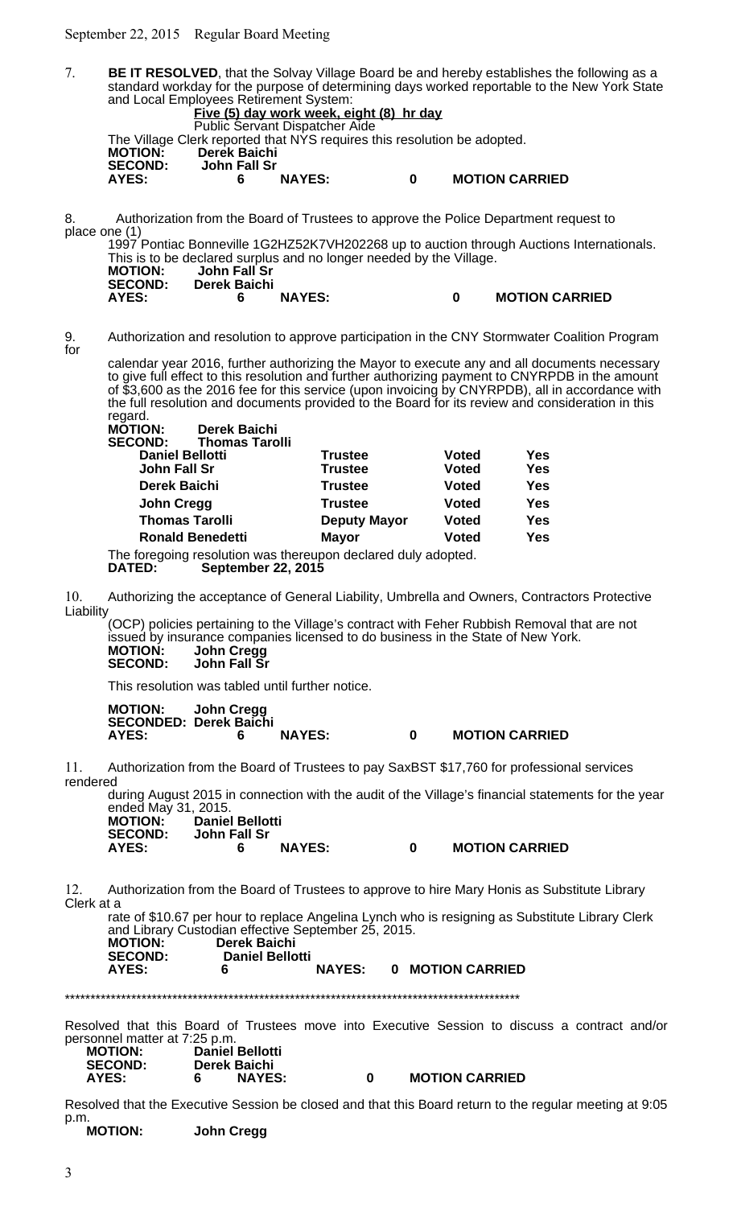7. **BE IT RESOLVED**, that the Solvay Village Board be and hereby establishes the following as a standard workday for the purpose of determining days worked reportable to the New York State and Local Employees Retirement System:

**Five (5) day work week, eight (8) hr day**

Public Servant Dispatcher Aide

The Village Clerk reported that NYS requires this resolution be adopted.

**MOTION:** Derek Baichi
**SECOND:** John Fall Sr
**AYES:** 6 **NAYES:** 0 **MOTION CARRIED**

8. Authorization from the Board of Trustees to approve the Police Department request to place one (1) 1997 Pontiac Bonneville 1G2HZ52K7VH202268 up to auction through Auctions Internationals. This is to be declared surplus and no longer needed by the Village.

**MOTION:** John Fall Sr
**SECOND:** Derek Baichi
**AYES:** 6 **NAYES:** 0 **MOTION CARRIED**

9. Authorization and resolution to approve participation in the CNY Stormwater Coalition Program for calendar year 2016, further authorizing the Mayor to execute any and all documents necessary to give full effect to this resolution and further authorizing payment to CNYRPDB in the amount of $3,600 as the 2016 fee for this service (upon invoicing by CNYRPDB), all in accordance with the full resolution and documents provided to the Board for its review and consideration in this regard.

**MOTION:** Derek Baichi
**SECOND:** Thomas Tarolli

| | | | |
|---|---|---|---|
| **Daniel Bellotti** | **Trustee** | **Voted** | **Yes** |
| **John Fall Sr** | **Trustee** | **Voted** | **Yes** |
| **Derek Baichi** | **Trustee** | **Voted** | **Yes** |
| **John Cregg** | **Trustee** | **Voted** | **Yes** |
| **Thomas Tarolli** | **Deputy Mayor** | **Voted** | **Yes** |
| **Ronald Benedetti** | **Mayor** | **Voted** | **Yes** |

The foregoing resolution was thereupon declared duly adopted.
**DATED: September 22, 2015**

10. Authorizing the acceptance of General Liability, Umbrella and Owners, Contractors Protective Liability (OCP) policies pertaining to the Village's contract with Feher Rubbish Removal that are not issued by insurance companies licensed to do business in the State of New York.

**MOTION:** John Cregg
**SECOND:** John Fall Sr

This resolution was tabled until further notice.

**MOTION:** John Cregg
**SECONDED:** Derek Baichi
**AYES:** 6 **NAYES:** 0 **MOTION CARRIED**

11. Authorization from the Board of Trustees to pay SaxBST $17,760 for professional services rendered during August 2015 in connection with the audit of the Village's financial statements for the year ended May 31, 2015.

**MOTION:** Daniel Bellotti
**SECOND:** John Fall Sr
**AYES:** 6 **NAYES:** 0 **MOTION CARRIED**

12. Authorization from the Board of Trustees to approve to hire Mary Honis as Substitute Library Clerk at a rate of $10.67 per hour to replace Angelina Lynch who is resigning as Substitute Library Clerk and Library Custodian effective September 25, 2015.

**MOTION:** Derek Baichi
**SECOND:** Daniel Bellotti
**AYES:** 6 **NAYES:** 0 **MOTION CARRIED**

*****************************************************************************************

Resolved that this Board of Trustees move into Executive Session to discuss a contract and/or personnel matter at 7:25 p.m.

**MOTION:** Daniel Bellotti
**SECOND:** Derek Baichi
**AYES:** 6 **NAYES:** 0 **MOTION CARRIED**

Resolved that the Executive Session be closed and that this Board return to the regular meeting at 9:05 p.m.

**MOTION:** John Cregg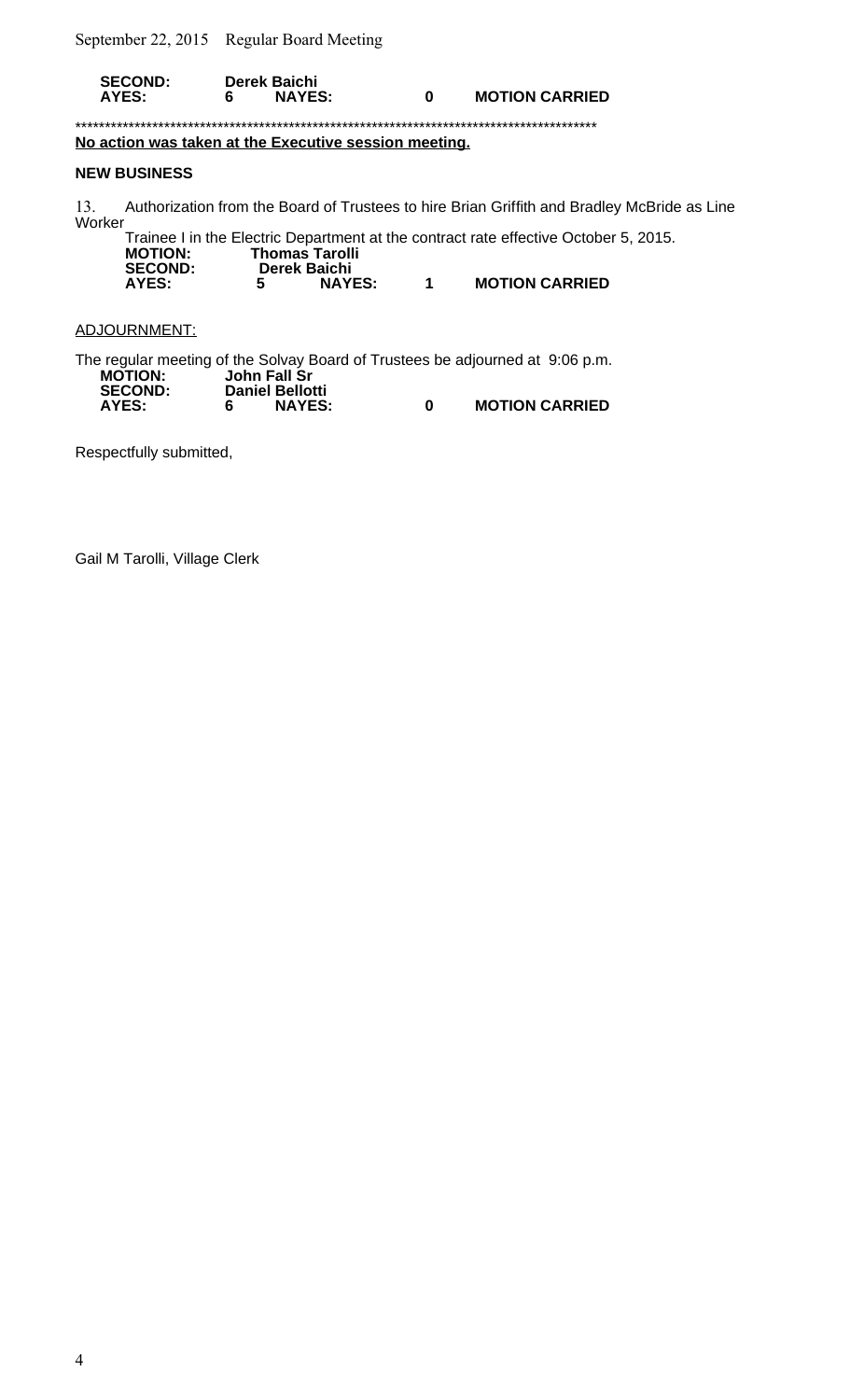**SECOND:** **Derek Baichi**
**AYES:** **6** **NAYES:** **0** **MOTION CARRIED**

****************************************************************************************

**No action was taken at the Executive session meeting.**

**NEW BUSINESS**

13. Authorization from the Board of Trustees to hire Brian Griffith and Bradley McBride as Line Worker Trainee I in the Electric Department at the contract rate effective October 5, 2015.

**MOTION:** **Thomas Tarolli**
**SECOND:** **Derek Baichi**
**AYES:** **5** **NAYES:** **1** **MOTION CARRIED**

ADJOURNMENT:

The regular meeting of the Solvay Board of Trustees be adjourned at 9:06 p.m.

**MOTION:** **John Fall Sr**
**SECOND:** **Daniel Bellotti**
**AYES:** **6** **NAYES:** **0** **MOTION CARRIED**

Respectfully submitted,

Gail M Tarolli, Village Clerk